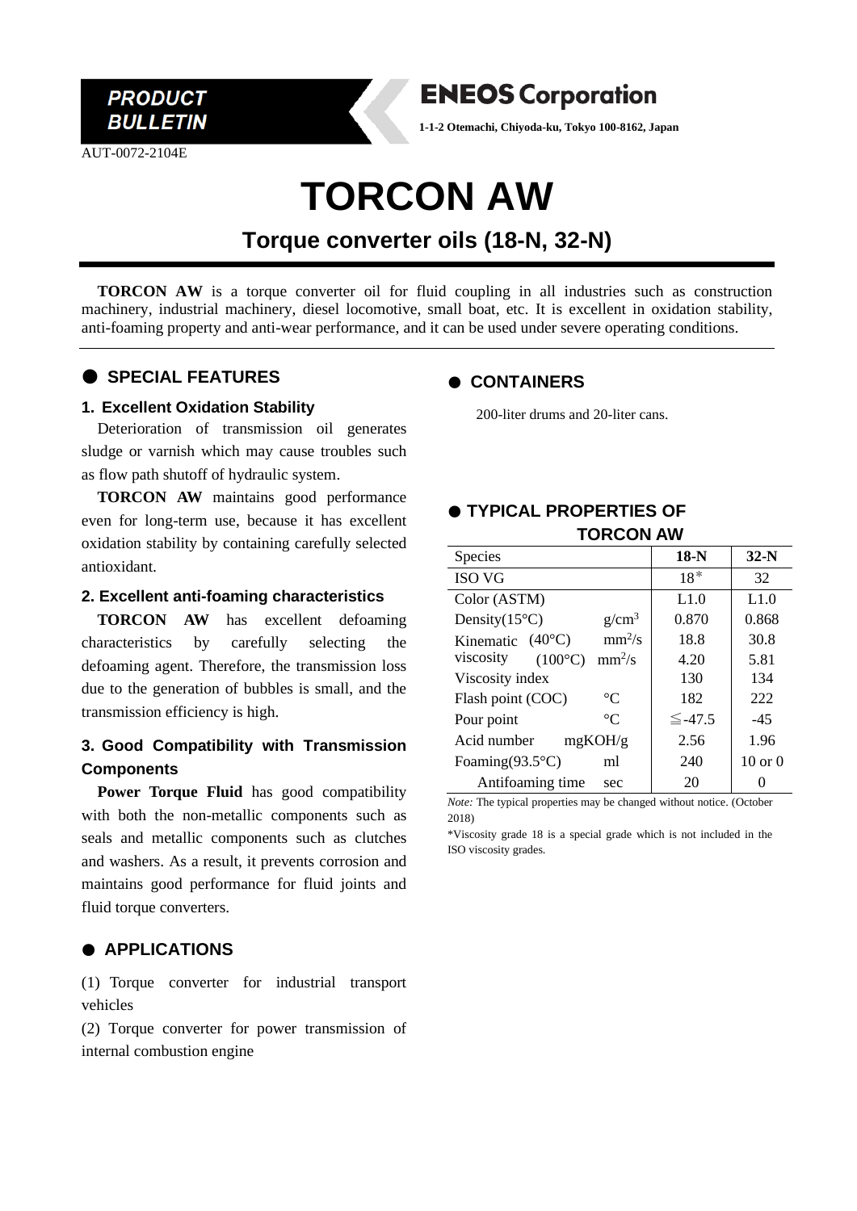PRODUCT BULLETIN

**ENEOS Corporation**

**1-1-2 Otemachi, Chiyoda-ku, Tokyo 100-8162, Japan**

AUT-0072-2104E

# TORCON AW

## Torque converter oils (18-N, 32-N)

**TORCON AW** is a torque converter oil for fluid coupling in all industries such as construction machinery, industrial machinery, diesel locomotive, small boat, etc. It is excellent in oxidation stability, anti-foaming property and anti-wear performance, and it can be used under severe operating conditions.

## ● SPECIAL FEATURES

### 1. Excellent Oxidation Stability

Deterioration of transmission oil generates sludge or varnish which may cause troubles such as flow path shutoff of hydraulic system.

**TORCON AW** maintains good performance even for long-term use, because it has excellent oxidation stability by containing carefully selected antioxidant.

### 2. Excellent anti-foaming characteristics

**TORCON AW** has excellent defoaming characteristics by carefully selecting the defoaming agent. Therefore, the transmission loss due to the generation of bubbles is small, and the transmission efficiency is high.

### 3. Good Compatibility with Transmission Components

**Power Torque Fluid** has good compatibility with both the non-metallic components such as seals and metallic components such as clutches and washers. As a result, it prevents corrosion and maintains good performance for fluid joints and fluid torque converters.

## ● APPLICATIONS

(1) Torque converter for industrial transport vehicles

(2) Torque converter for power transmission of internal combustion engine

## ● CONTAINERS

200-liter drums and 20-liter cans.

## ● TYPICAL PROPERTIES OF TORCON AW

| Species | | | **18-N** | **32-N** |
|---|---|---|---|---|
| ISO VG | | | 18* | 32 |
| Color (ASTM) | | | L1.0 | L1.0 |
| Density(15°C) | | $g/cm^3$ | 0.870 | 0.868 |
| Kinematic viscosity | (40°C) | $mm^2/s$ | 18.8 | 30.8 |
| | (100°C) | $mm^2/s$ | 4.20 | 5.81 |
| Viscosity index | | | 130 | 134 |
| Flash point (COC) | | °C | 182 | 222 |
| Pour point | | °C | ≦-47.5 | -45 |
| Acid number | | mgKOH/g | 2.56 | 1.96 |
| Foaming(93.5°C) | | ml | 240 | 10 or 0 |
| Antifoaming time | | sec | 20 | 0 |

*Note:* The typical properties may be changed without notice. (October 2018)

*Viscosity grade 18 is a special grade which is not included in the ISO viscosity grades.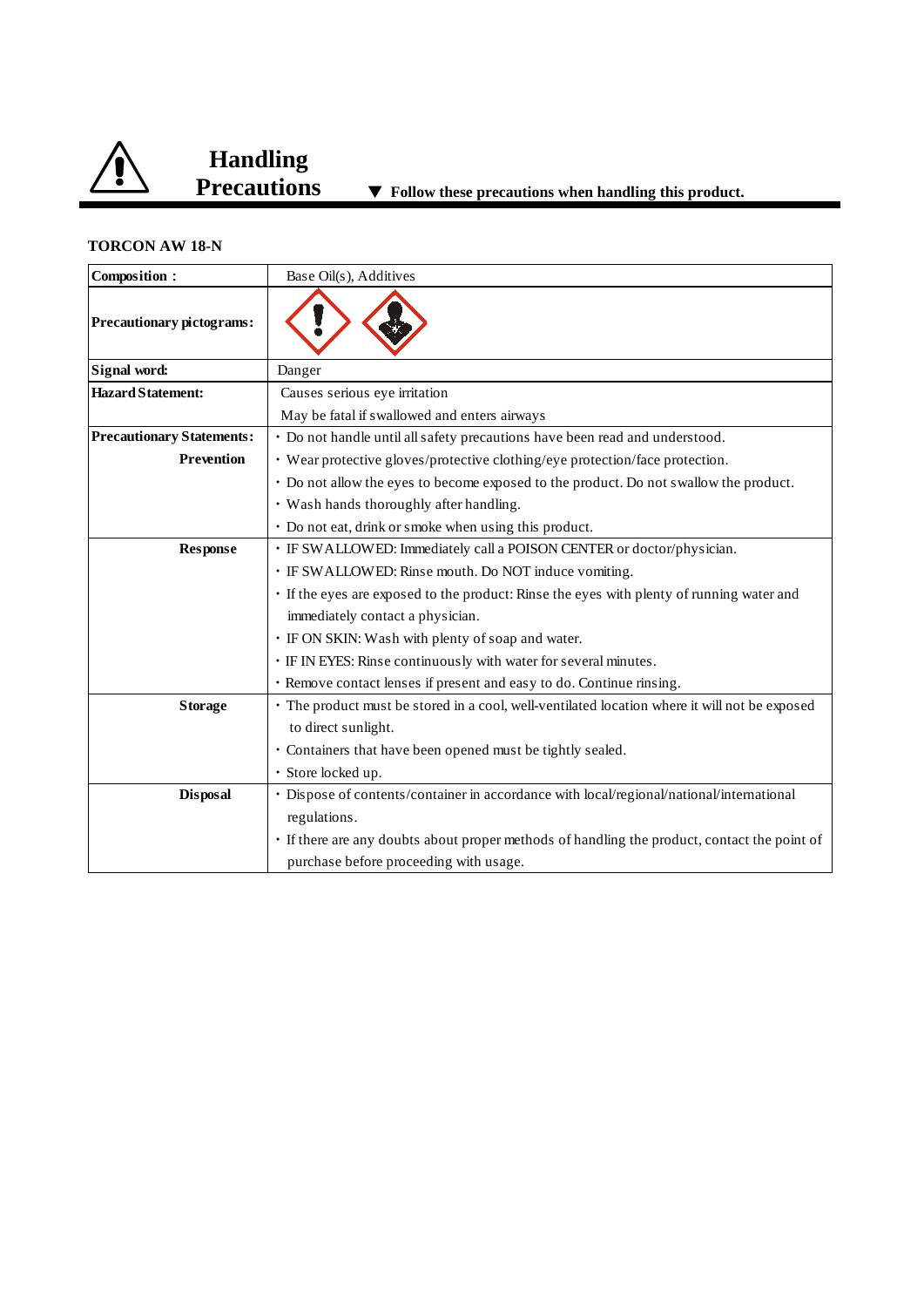# Handling Precautions

▼ **Follow these precautions when handling this product.**

**TORCON AW 18-N**

| | |
|---|---|
| **Composition :** | Base Oil(s), Additives |
| **Precautionary pictograms:** | |
| **Signal word:** | Danger |
| **Hazard Statement:** | Causes serious eye irritation<br>May be fatal if swallowed and enters airways |
| **Precautionary Statements:**<br>**Prevention** | ・Do not handle until all safety precautions have been read and understood.<br>・Wear protective gloves/protective clothing/eye protection/face protection.<br>・Do not allow the eyes to become exposed to the product. Do not swallow the product.<br>・Wash hands thoroughly after handling.<br>・Do not eat, drink or smoke when using this product. |
| **Response** | ・IF SWALLOWED: Immediately call a POISON CENTER or doctor/physician.<br>・IF SWALLOWED: Rinse mouth. Do NOT induce vomiting.<br>・If the eyes are exposed to the product: Rinse the eyes with plenty of running water and immediately contact a physician.<br>・IF ON SKIN: Wash with plenty of soap and water.<br>・IF IN EYES: Rinse continuously with water for several minutes.<br>・Remove contact lenses if present and easy to do. Continue rinsing. |
| **Storage** | ・The product must be stored in a cool, well-ventilated location where it will not be exposed to direct sunlight.<br>・Containers that have been opened must be tightly sealed.<br>・Store locked up. |
| **Disposal** | ・Dispose of contents/container in accordance with local/regional/national/international regulations.<br>・If there are any doubts about proper methods of handling the product, contact the point of purchase before proceeding with usage. |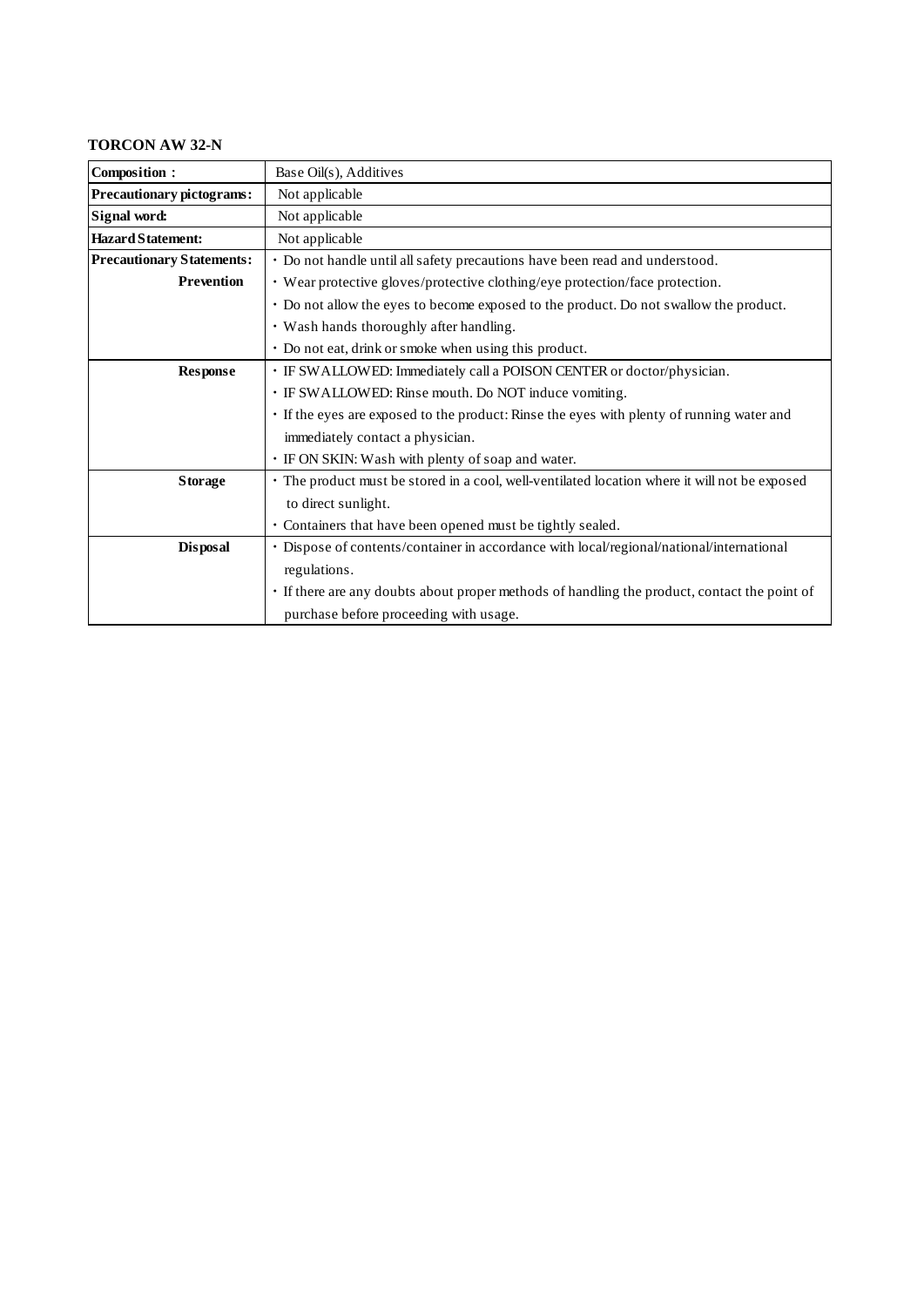**TORCON AW 32-N**

| | |
|---|---|
| **Composition：** | Base Oil(s), Additives |
| **Precautionary pictograms:** | Not applicable |
| **Signal word:** | Not applicable |
| **Hazard Statement:** | Not applicable |
| **Precautionary Statements:** **Prevention** | ・Do not handle until all safety precautions have been read and understood.<br>・Wear protective gloves/protective clothing/eye protection/face protection.<br>・Do not allow the eyes to become exposed to the product. Do not swallow the product.<br>・Wash hands thoroughly after handling.<br>・Do not eat, drink or smoke when using this product. |
| **Response** | ・IF SWALLOWED: Immediately call a POISON CENTER or doctor/physician.<br>・IF SWALLOWED: Rinse mouth. Do NOT induce vomiting.<br>・If the eyes are exposed to the product: Rinse the eyes with plenty of running water and immediately contact a physician.<br>・IF ON SKIN: Wash with plenty of soap and water. |
| **Storage** | ・The product must be stored in a cool, well-ventilated location where it will not be exposed to direct sunlight.<br>・Containers that have been opened must be tightly sealed. |
| **Disposal** | ・Dispose of contents/container in accordance with local/regional/national/international regulations.<br>・If there are any doubts about proper methods of handling the product, contact the point of purchase before proceeding with usage. |